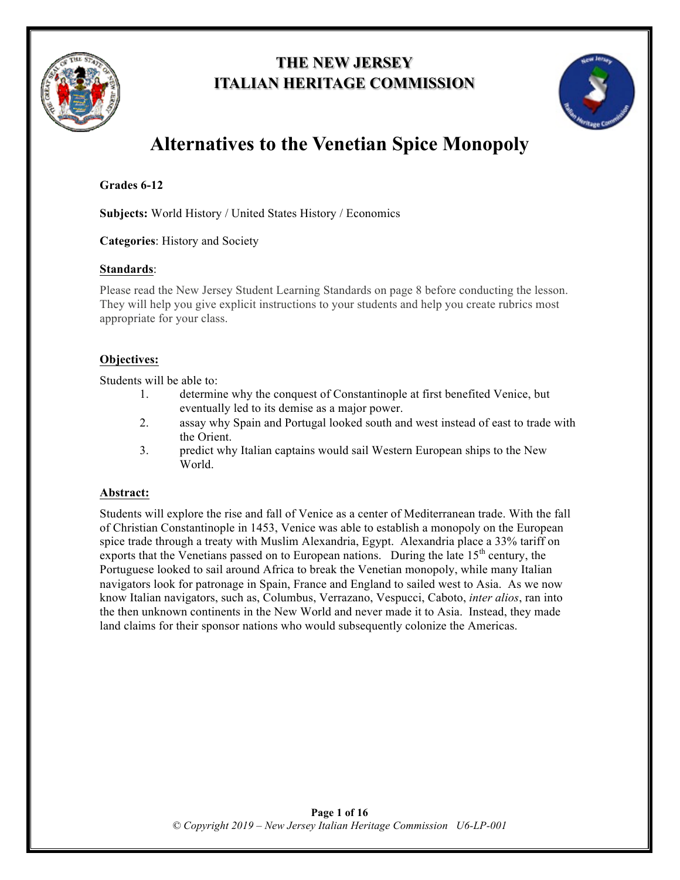**THE NEW JERSEY**
**ITALIAN HERITAGE COMMISSION**

# Alternatives to the Venetian Spice Monopoly

**Grades 6-12**

**Subjects:** World History / United States History / Economics

**Categories**: History and Society

**Standards**:

Please read the New Jersey Student Learning Standards on page 8 before conducting the lesson. They will help you give explicit instructions to your students and help you create rubrics most appropriate for your class.

**Objectives:**

Students will be able to:

1. determine why the conquest of Constantinople at first benefited Venice, but eventually led to its demise as a major power.
2. assay why Spain and Portugal looked south and west instead of east to trade with the Orient.
3. predict why Italian captains would sail Western European ships to the New World.

**Abstract:**

Students will explore the rise and fall of Venice as a center of Mediterranean trade. With the fall of Christian Constantinople in 1453, Venice was able to establish a monopoly on the European spice trade through a treaty with Muslim Alexandria, Egypt. Alexandria place a 33% tariff on exports that the Venetians passed on to European nations. During the late 15th century, the Portuguese looked to sail around Africa to break the Venetian monopoly, while many Italian navigators look for patronage in Spain, France and England to sailed west to Asia. As we now know Italian navigators, such as, Columbus, Verrazano, Vespucci, Caboto, *inter alios*, ran into the then unknown continents in the New World and never made it to Asia. Instead, they made land claims for their sponsor nations who would subsequently colonize the Americas.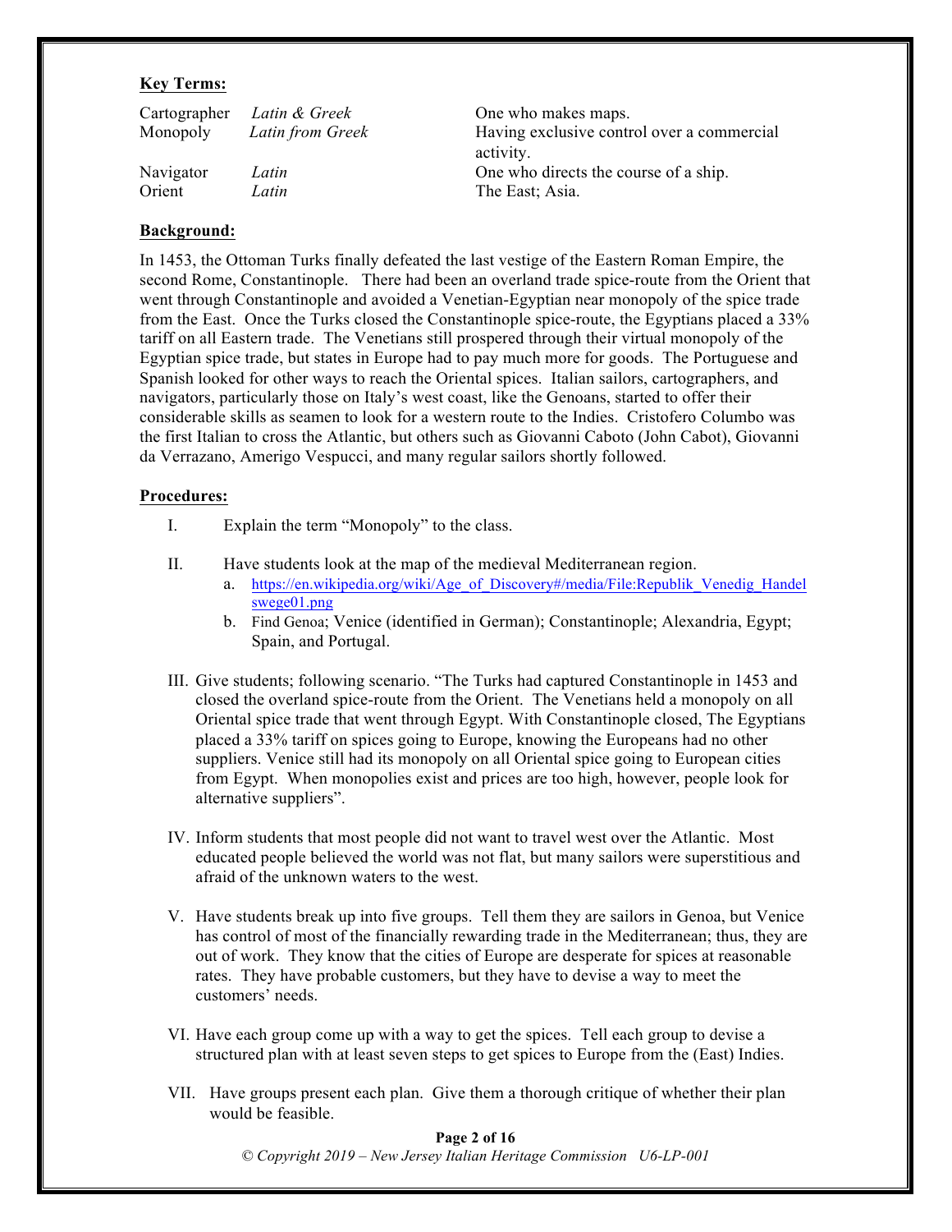**Key Terms:**

| | | |
|---|---|---|
| Cartographer | *Latin & Greek* | One who makes maps. |
| Monopoly | *Latin from Greek* | Having exclusive control over a commercial activity. |
| Navigator | *Latin* | One who directs the course of a ship. |
| Orient | *Latin* | The East; Asia. |

**Background:**

In 1453, the Ottoman Turks finally defeated the last vestige of the Eastern Roman Empire, the second Rome, Constantinople. There had been an overland trade spice-route from the Orient that went through Constantinople and avoided a Venetian-Egyptian near monopoly of the spice trade from the East. Once the Turks closed the Constantinople spice-route, the Egyptians placed a 33% tariff on all Eastern trade. The Venetians still prospered through their virtual monopoly of the Egyptian spice trade, but states in Europe had to pay much more for goods. The Portuguese and Spanish looked for other ways to reach the Oriental spices. Italian sailors, cartographers, and navigators, particularly those on Italy's west coast, like the Genoans, started to offer their considerable skills as seamen to look for a western route to the Indies. Cristofero Columbo was the first Italian to cross the Atlantic, but others such as Giovanni Caboto (John Cabot), Giovanni da Verrazano, Amerigo Vespucci, and many regular sailors shortly followed.

**Procedures:**

I. Explain the term "Monopoly" to the class.

II. Have students look at the map of the medieval Mediterranean region.
   a. https://en.wikipedia.org/wiki/Age_of_Discovery#/media/File:Republik_Venedig_Handelswege01.png
   b. Find Genoa; Venice (identified in German); Constantinople; Alexandria, Egypt; Spain, and Portugal.

III. Give students; following scenario. "The Turks had captured Constantinople in 1453 and closed the overland spice-route from the Orient. The Venetians held a monopoly on all Oriental spice trade that went through Egypt. With Constantinople closed, The Egyptians placed a 33% tariff on spices going to Europe, knowing the Europeans had no other suppliers. Venice still had its monopoly on all Oriental spice going to European cities from Egypt. When monopolies exist and prices are too high, however, people look for alternative suppliers".

IV. Inform students that most people did not want to travel west over the Atlantic. Most educated people believed the world was not flat, but many sailors were superstitious and afraid of the unknown waters to the west.

V. Have students break up into five groups. Tell them they are sailors in Genoa, but Venice has control of most of the financially rewarding trade in the Mediterranean; thus, they are out of work. They know that the cities of Europe are desperate for spices at reasonable rates. They have probable customers, but they have to devise a way to meet the customers' needs.

VI. Have each group come up with a way to get the spices. Tell each group to devise a structured plan with at least seven steps to get spices to Europe from the (East) Indies.

VII. Have groups present each plan. Give them a thorough critique of whether their plan would be feasible.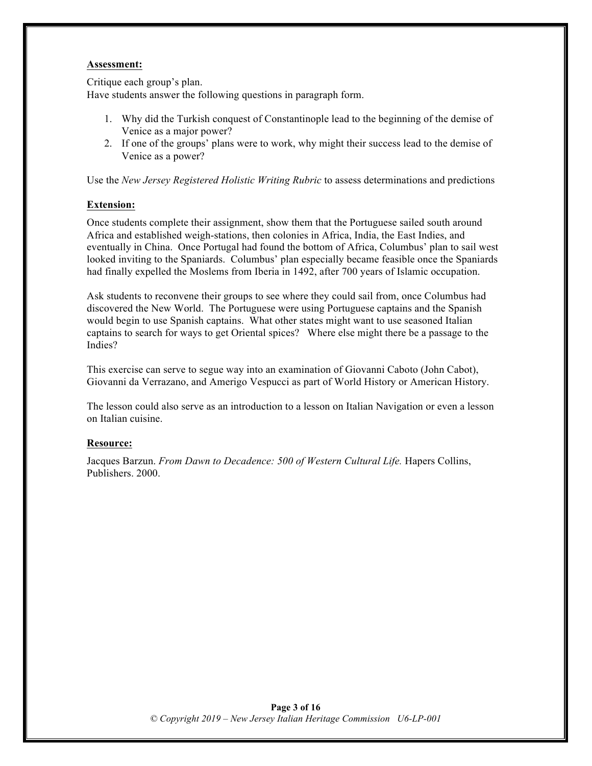**Assessment:**

Critique each group's plan.
Have students answer the following questions in paragraph form.

1. Why did the Turkish conquest of Constantinople lead to the beginning of the demise of Venice as a major power?
2. If one of the groups' plans were to work, why might their success lead to the demise of Venice as a power?

Use the *New Jersey Registered Holistic Writing Rubric* to assess determinations and predictions

**Extension:**

Once students complete their assignment, show them that the Portuguese sailed south around Africa and established weigh-stations, then colonies in Africa, India, the East Indies, and eventually in China. Once Portugal had found the bottom of Africa, Columbus' plan to sail west looked inviting to the Spaniards. Columbus' plan especially became feasible once the Spaniards had finally expelled the Moslems from Iberia in 1492, after 700 years of Islamic occupation.

Ask students to reconvene their groups to see where they could sail from, once Columbus had discovered the New World. The Portuguese were using Portuguese captains and the Spanish would begin to use Spanish captains. What other states might want to use seasoned Italian captains to search for ways to get Oriental spices? Where else might there be a passage to the Indies?

This exercise can serve to segue way into an examination of Giovanni Caboto (John Cabot), Giovanni da Verrazano, and Amerigo Vespucci as part of World History or American History.

The lesson could also serve as an introduction to a lesson on Italian Navigation or even a lesson on Italian cuisine.

**Resource:**

Jacques Barzun. *From Dawn to Decadence: 500 of Western Cultural Life.* Hapers Collins, Publishers. 2000.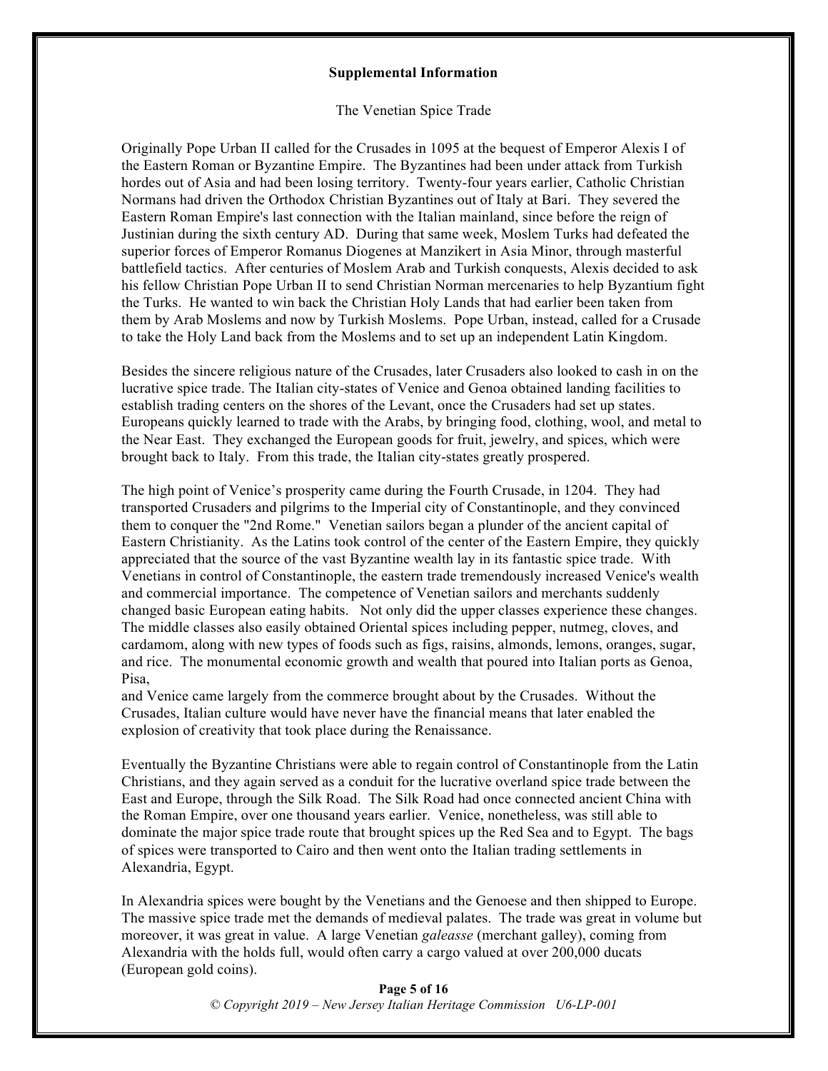**Supplemental Information**

The Venetian Spice Trade

Originally Pope Urban II called for the Crusades in 1095 at the bequest of Emperor Alexis I of the Eastern Roman or Byzantine Empire. The Byzantines had been under attack from Turkish hordes out of Asia and had been losing territory. Twenty-four years earlier, Catholic Christian Normans had driven the Orthodox Christian Byzantines out of Italy at Bari. They severed the Eastern Roman Empire's last connection with the Italian mainland, since before the reign of Justinian during the sixth century AD. During that same week, Moslem Turks had defeated the superior forces of Emperor Romanus Diogenes at Manzikert in Asia Minor, through masterful battlefield tactics. After centuries of Moslem Arab and Turkish conquests, Alexis decided to ask his fellow Christian Pope Urban II to send Christian Norman mercenaries to help Byzantium fight the Turks. He wanted to win back the Christian Holy Lands that had earlier been taken from them by Arab Moslems and now by Turkish Moslems. Pope Urban, instead, called for a Crusade to take the Holy Land back from the Moslems and to set up an independent Latin Kingdom.

Besides the sincere religious nature of the Crusades, later Crusaders also looked to cash in on the lucrative spice trade. The Italian city-states of Venice and Genoa obtained landing facilities to establish trading centers on the shores of the Levant, once the Crusaders had set up states. Europeans quickly learned to trade with the Arabs, by bringing food, clothing, wool, and metal to the Near East. They exchanged the European goods for fruit, jewelry, and spices, which were brought back to Italy. From this trade, the Italian city-states greatly prospered.

The high point of Venice's prosperity came during the Fourth Crusade, in 1204. They had transported Crusaders and pilgrims to the Imperial city of Constantinople, and they convinced them to conquer the "2nd Rome." Venetian sailors began a plunder of the ancient capital of Eastern Christianity. As the Latins took control of the center of the Eastern Empire, they quickly appreciated that the source of the vast Byzantine wealth lay in its fantastic spice trade. With Venetians in control of Constantinople, the eastern trade tremendously increased Venice's wealth and commercial importance. The competence of Venetian sailors and merchants suddenly changed basic European eating habits. Not only did the upper classes experience these changes. The middle classes also easily obtained Oriental spices including pepper, nutmeg, cloves, and cardamom, along with new types of foods such as figs, raisins, almonds, lemons, oranges, sugar, and rice. The monumental economic growth and wealth that poured into Italian ports as Genoa, Pisa,
and Venice came largely from the commerce brought about by the Crusades. Without the Crusades, Italian culture would have never have the financial means that later enabled the explosion of creativity that took place during the Renaissance.

Eventually the Byzantine Christians were able to regain control of Constantinople from the Latin Christians, and they again served as a conduit for the lucrative overland spice trade between the East and Europe, through the Silk Road. The Silk Road had once connected ancient China with the Roman Empire, over one thousand years earlier. Venice, nonetheless, was still able to dominate the major spice trade route that brought spices up the Red Sea and to Egypt. The bags of spices were transported to Cairo and then went onto the Italian trading settlements in Alexandria, Egypt.

In Alexandria spices were bought by the Venetians and the Genoese and then shipped to Europe. The massive spice trade met the demands of medieval palates. The trade was great in volume but moreover, it was great in value. A large Venetian *galeasse* (merchant galley), coming from Alexandria with the holds full, would often carry a cargo valued at over 200,000 ducats (European gold coins).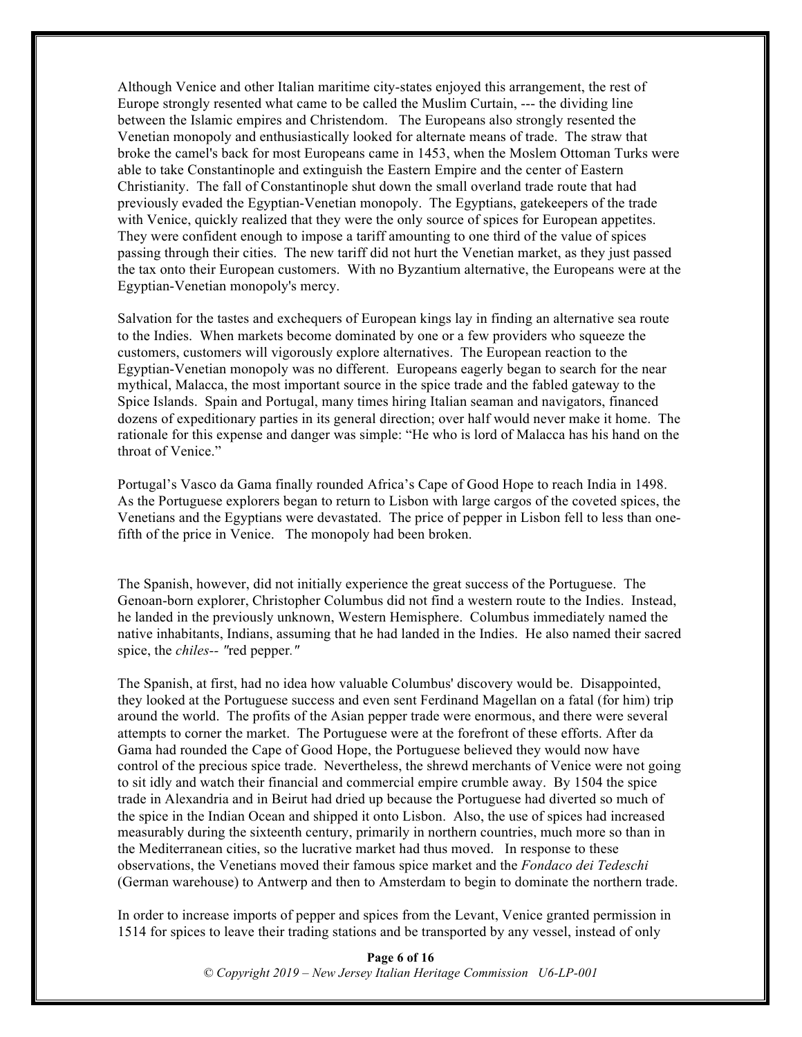Although Venice and other Italian maritime city-states enjoyed this arrangement, the rest of Europe strongly resented what came to be called the Muslim Curtain, --- the dividing line between the Islamic empires and Christendom. The Europeans also strongly resented the Venetian monopoly and enthusiastically looked for alternate means of trade. The straw that broke the camel's back for most Europeans came in 1453, when the Moslem Ottoman Turks were able to take Constantinople and extinguish the Eastern Empire and the center of Eastern Christianity. The fall of Constantinople shut down the small overland trade route that had previously evaded the Egyptian-Venetian monopoly. The Egyptians, gatekeepers of the trade with Venice, quickly realized that they were the only source of spices for European appetites. They were confident enough to impose a tariff amounting to one third of the value of spices passing through their cities. The new tariff did not hurt the Venetian market, as they just passed the tax onto their European customers. With no Byzantium alternative, the Europeans were at the Egyptian-Venetian monopoly's mercy.

Salvation for the tastes and exchequers of European kings lay in finding an alternative sea route to the Indies. When markets become dominated by one or a few providers who squeeze the customers, customers will vigorously explore alternatives. The European reaction to the Egyptian-Venetian monopoly was no different. Europeans eagerly began to search for the near mythical, Malacca, the most important source in the spice trade and the fabled gateway to the Spice Islands. Spain and Portugal, many times hiring Italian seaman and navigators, financed dozens of expeditionary parties in its general direction; over half would never make it home. The rationale for this expense and danger was simple: "He who is lord of Malacca has his hand on the throat of Venice."

Portugal's Vasco da Gama finally rounded Africa's Cape of Good Hope to reach India in 1498. As the Portuguese explorers began to return to Lisbon with large cargos of the coveted spices, the Venetians and the Egyptians were devastated. The price of pepper in Lisbon fell to less than one-fifth of the price in Venice. The monopoly had been broken.

The Spanish, however, did not initially experience the great success of the Portuguese. The Genoan-born explorer, Christopher Columbus did not find a western route to the Indies. Instead, he landed in the previously unknown, Western Hemisphere. Columbus immediately named the native inhabitants, Indians, assuming that he had landed in the Indies. He also named their sacred spice, the *chiles*-- "red pepper."

The Spanish, at first, had no idea how valuable Columbus' discovery would be. Disappointed, they looked at the Portuguese success and even sent Ferdinand Magellan on a fatal (for him) trip around the world. The profits of the Asian pepper trade were enormous, and there were several attempts to corner the market. The Portuguese were at the forefront of these efforts. After da Gama had rounded the Cape of Good Hope, the Portuguese believed they would now have control of the precious spice trade. Nevertheless, the shrewd merchants of Venice were not going to sit idly and watch their financial and commercial empire crumble away. By 1504 the spice trade in Alexandria and in Beirut had dried up because the Portuguese had diverted so much of the spice in the Indian Ocean and shipped it onto Lisbon. Also, the use of spices had increased measurably during the sixteenth century, primarily in northern countries, much more so than in the Mediterranean cities, so the lucrative market had thus moved. In response to these observations, the Venetians moved their famous spice market and the *Fondaco dei Tedeschi* (German warehouse) to Antwerp and then to Amsterdam to begin to dominate the northern trade.

In order to increase imports of pepper and spices from the Levant, Venice granted permission in 1514 for spices to leave their trading stations and be transported by any vessel, instead of only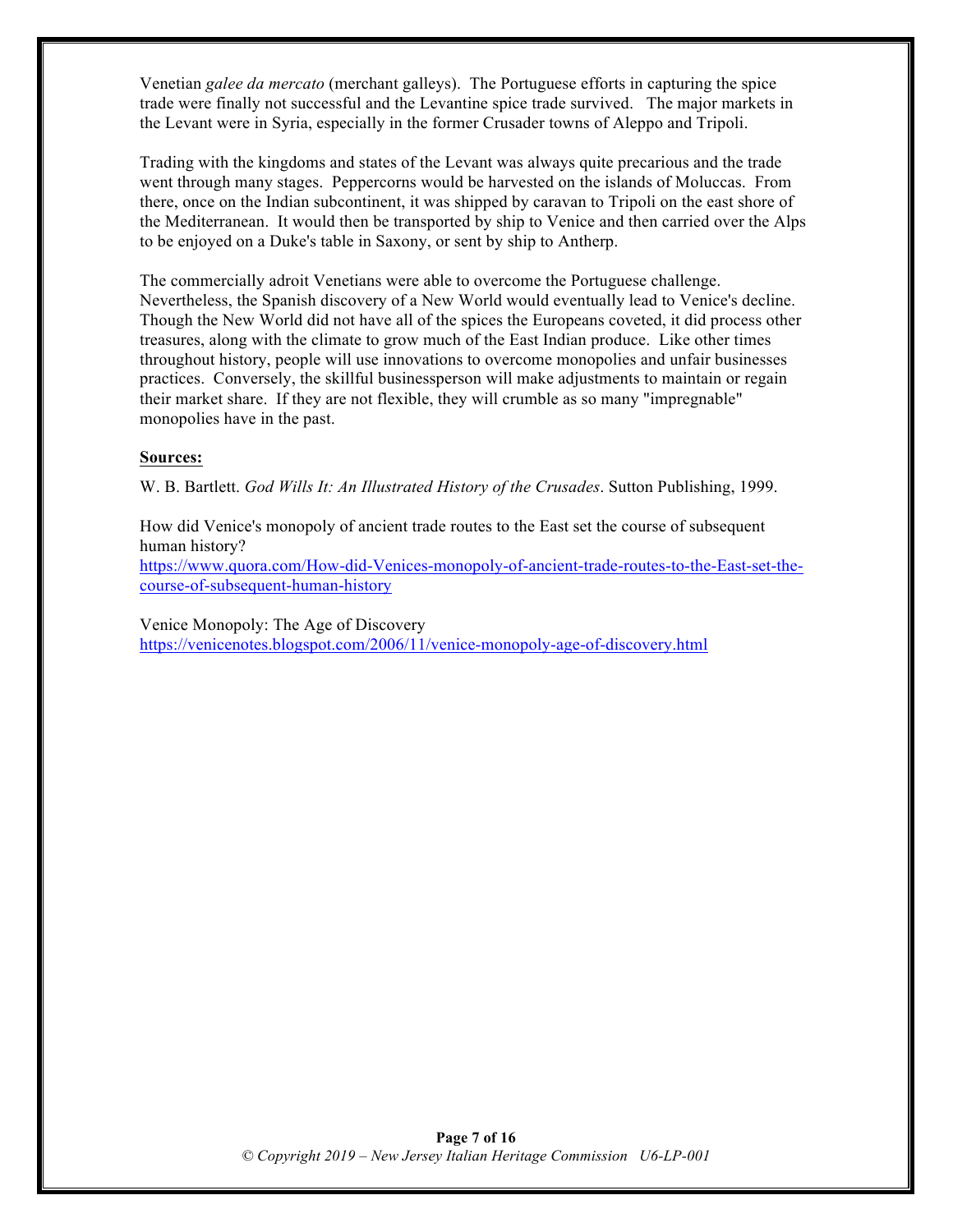Venetian *galee da mercato* (merchant galleys). The Portuguese efforts in capturing the spice trade were finally not successful and the Levantine spice trade survived. The major markets in the Levant were in Syria, especially in the former Crusader towns of Aleppo and Tripoli.

Trading with the kingdoms and states of the Levant was always quite precarious and the trade went through many stages. Peppercorns would be harvested on the islands of Moluccas. From there, once on the Indian subcontinent, it was shipped by caravan to Tripoli on the east shore of the Mediterranean. It would then be transported by ship to Venice and then carried over the Alps to be enjoyed on a Duke's table in Saxony, or sent by ship to Antherp.

The commercially adroit Venetians were able to overcome the Portuguese challenge. Nevertheless, the Spanish discovery of a New World would eventually lead to Venice's decline. Though the New World did not have all of the spices the Europeans coveted, it did process other treasures, along with the climate to grow much of the East Indian produce. Like other times throughout history, people will use innovations to overcome monopolies and unfair businesses practices. Conversely, the skillful businessperson will make adjustments to maintain or regain their market share. If they are not flexible, they will crumble as so many "impregnable" monopolies have in the past.

**Sources:**

W. B. Bartlett. *God Wills It: An Illustrated History of the Crusades*. Sutton Publishing, 1999.

How did Venice's monopoly of ancient trade routes to the East set the course of subsequent human history?
https://www.quora.com/How-did-Venices-monopoly-of-ancient-trade-routes-to-the-East-set-the-course-of-subsequent-human-history

Venice Monopoly: The Age of Discovery
https://venicenotes.blogspot.com/2006/11/venice-monopoly-age-of-discovery.html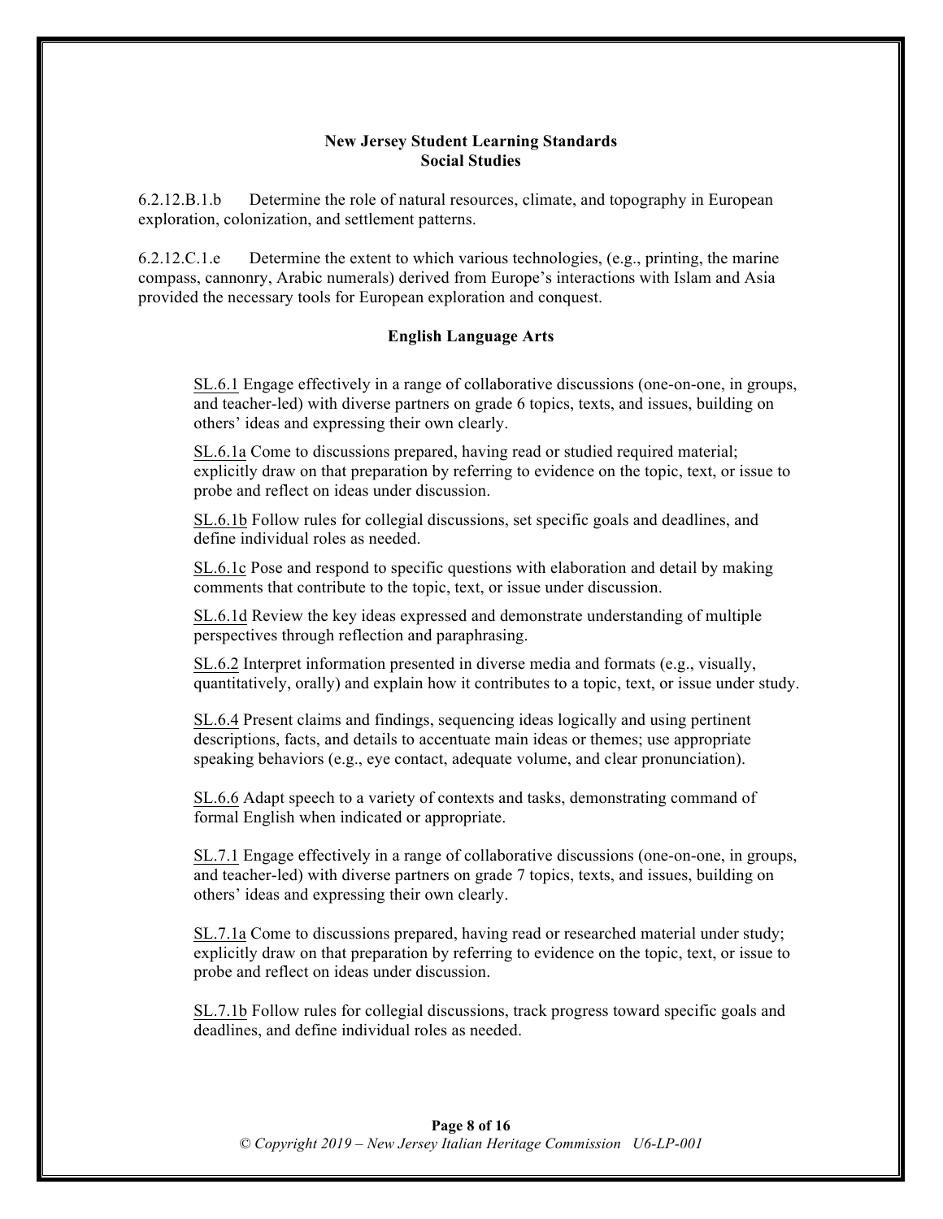## New Jersey Student Learning Standards
## Social Studies

6.2.12.B.1.b Determine the role of natural resources, climate, and topography in European exploration, colonization, and settlement patterns.

6.2.12.C.1.e Determine the extent to which various technologies, (e.g., printing, the marine compass, cannonry, Arabic numerals) derived from Europe's interactions with Islam and Asia provided the necessary tools for European exploration and conquest.

### English Language Arts

SL.6.1 Engage effectively in a range of collaborative discussions (one-on-one, in groups, and teacher-led) with diverse partners on grade 6 topics, texts, and issues, building on others' ideas and expressing their own clearly.

SL.6.1a Come to discussions prepared, having read or studied required material; explicitly draw on that preparation by referring to evidence on the topic, text, or issue to probe and reflect on ideas under discussion.

SL.6.1b Follow rules for collegial discussions, set specific goals and deadlines, and define individual roles as needed.

SL.6.1c Pose and respond to specific questions with elaboration and detail by making comments that contribute to the topic, text, or issue under discussion.

SL.6.1d Review the key ideas expressed and demonstrate understanding of multiple perspectives through reflection and paraphrasing.

SL.6.2 Interpret information presented in diverse media and formats (e.g., visually, quantitatively, orally) and explain how it contributes to a topic, text, or issue under study.

SL.6.4 Present claims and findings, sequencing ideas logically and using pertinent descriptions, facts, and details to accentuate main ideas or themes; use appropriate speaking behaviors (e.g., eye contact, adequate volume, and clear pronunciation).

SL.6.6 Adapt speech to a variety of contexts and tasks, demonstrating command of formal English when indicated or appropriate.

SL.7.1 Engage effectively in a range of collaborative discussions (one-on-one, in groups, and teacher-led) with diverse partners on grade 7 topics, texts, and issues, building on others' ideas and expressing their own clearly.

SL.7.1a Come to discussions prepared, having read or researched material under study; explicitly draw on that preparation by referring to evidence on the topic, text, or issue to probe and reflect on ideas under discussion.

SL.7.1b Follow rules for collegial discussions, track progress toward specific goals and deadlines, and define individual roles as needed.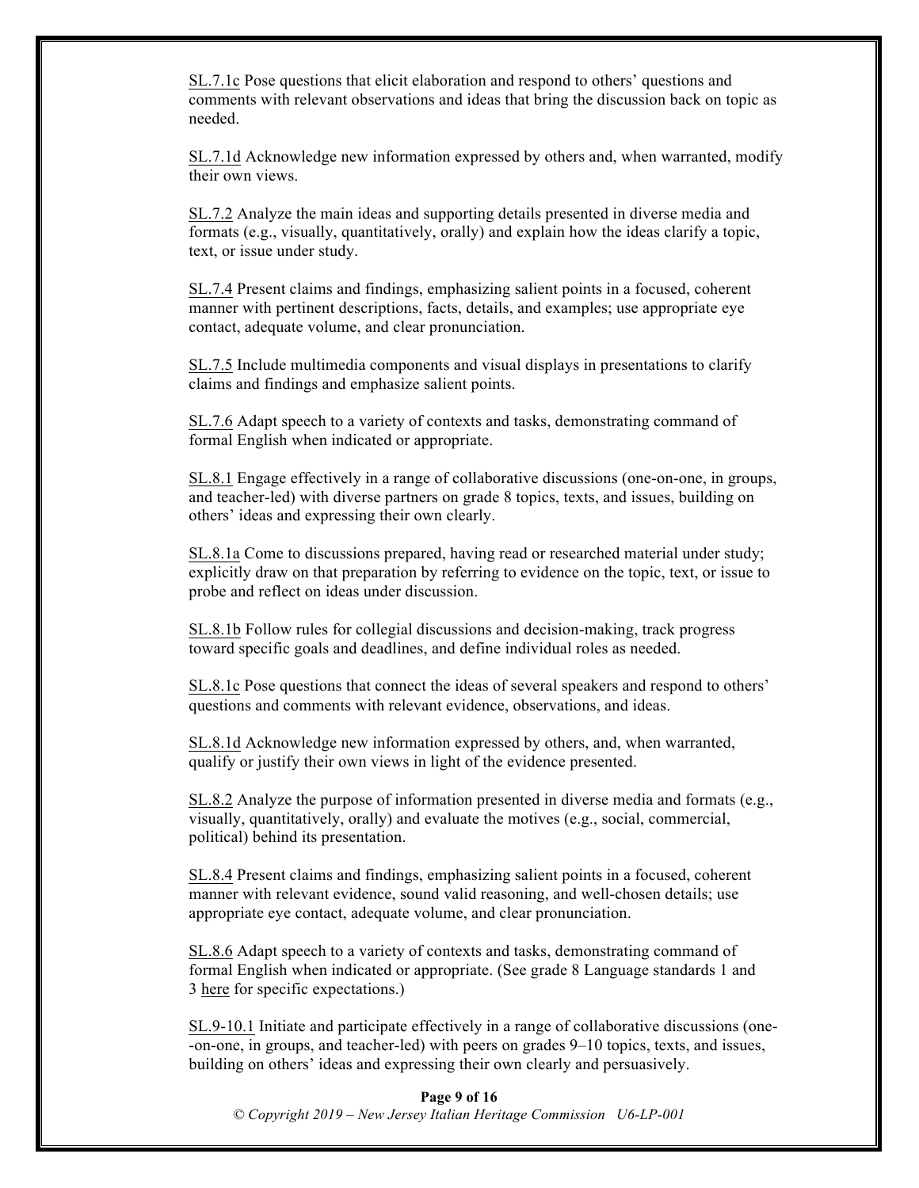SL.7.1c Pose questions that elicit elaboration and respond to others' questions and comments with relevant observations and ideas that bring the discussion back on topic as needed.

SL.7.1d Acknowledge new information expressed by others and, when warranted, modify their own views.

SL.7.2 Analyze the main ideas and supporting details presented in diverse media and formats (e.g., visually, quantitatively, orally) and explain how the ideas clarify a topic, text, or issue under study.

SL.7.4 Present claims and findings, emphasizing salient points in a focused, coherent manner with pertinent descriptions, facts, details, and examples; use appropriate eye contact, adequate volume, and clear pronunciation.

SL.7.5 Include multimedia components and visual displays in presentations to clarify claims and findings and emphasize salient points.

SL.7.6 Adapt speech to a variety of contexts and tasks, demonstrating command of formal English when indicated or appropriate.

SL.8.1 Engage effectively in a range of collaborative discussions (one-on-one, in groups, and teacher-led) with diverse partners on grade 8 topics, texts, and issues, building on others' ideas and expressing their own clearly.

SL.8.1a Come to discussions prepared, having read or researched material under study; explicitly draw on that preparation by referring to evidence on the topic, text, or issue to probe and reflect on ideas under discussion.

SL.8.1b Follow rules for collegial discussions and decision-making, track progress toward specific goals and deadlines, and define individual roles as needed.

SL.8.1c Pose questions that connect the ideas of several speakers and respond to others' questions and comments with relevant evidence, observations, and ideas.

SL.8.1d Acknowledge new information expressed by others, and, when warranted, qualify or justify their own views in light of the evidence presented.

SL.8.2 Analyze the purpose of information presented in diverse media and formats (e.g., visually, quantitatively, orally) and evaluate the motives (e.g., social, commercial, political) behind its presentation.

SL.8.4 Present claims and findings, emphasizing salient points in a focused, coherent manner with relevant evidence, sound valid reasoning, and well-chosen details; use appropriate eye contact, adequate volume, and clear pronunciation.

SL.8.6 Adapt speech to a variety of contexts and tasks, demonstrating command of formal English when indicated or appropriate. (See grade 8 Language standards 1 and 3 here for specific expectations.)

SL.9-10.1 Initiate and participate effectively in a range of collaborative discussions (one--on-one, in groups, and teacher-led) with peers on grades 9–10 topics, texts, and issues, building on others' ideas and expressing their own clearly and persuasively.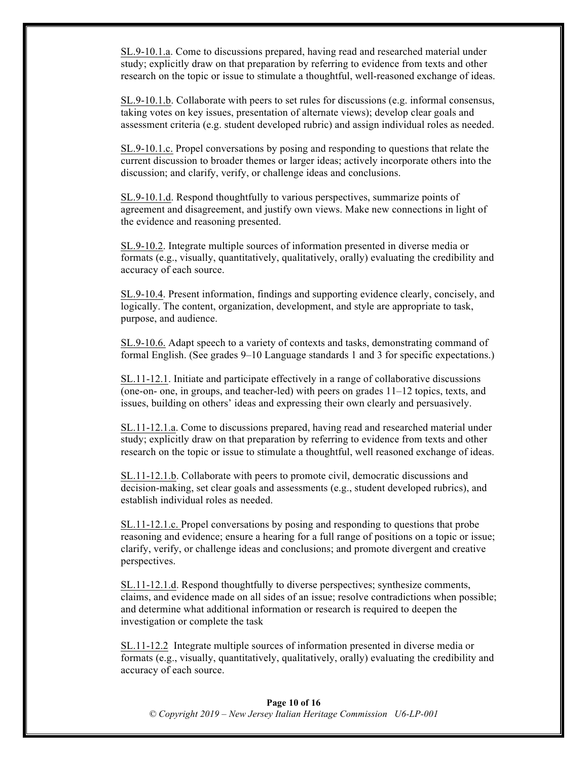SL.9-10.1.a. Come to discussions prepared, having read and researched material under study; explicitly draw on that preparation by referring to evidence from texts and other research on the topic or issue to stimulate a thoughtful, well-reasoned exchange of ideas.

SL.9-10.1.b. Collaborate with peers to set rules for discussions (e.g. informal consensus, taking votes on key issues, presentation of alternate views); develop clear goals and assessment criteria (e.g. student developed rubric) and assign individual roles as needed.

SL.9-10.1.c. Propel conversations by posing and responding to questions that relate the current discussion to broader themes or larger ideas; actively incorporate others into the discussion; and clarify, verify, or challenge ideas and conclusions.

SL.9-10.1.d. Respond thoughtfully to various perspectives, summarize points of agreement and disagreement, and justify own views. Make new connections in light of the evidence and reasoning presented.

SL.9-10.2. Integrate multiple sources of information presented in diverse media or formats (e.g., visually, quantitatively, qualitatively, orally) evaluating the credibility and accuracy of each source.

SL.9-10.4. Present information, findings and supporting evidence clearly, concisely, and logically. The content, organization, development, and style are appropriate to task, purpose, and audience.

SL.9-10.6. Adapt speech to a variety of contexts and tasks, demonstrating command of formal English. (See grades 9–10 Language standards 1 and 3 for specific expectations.)

SL.11-12.1. Initiate and participate effectively in a range of collaborative discussions (one-on- one, in groups, and teacher-led) with peers on grades 11–12 topics, texts, and issues, building on others' ideas and expressing their own clearly and persuasively.

SL.11-12.1.a. Come to discussions prepared, having read and researched material under study; explicitly draw on that preparation by referring to evidence from texts and other research on the topic or issue to stimulate a thoughtful, well reasoned exchange of ideas.

SL.11-12.1.b. Collaborate with peers to promote civil, democratic discussions and decision-making, set clear goals and assessments (e.g., student developed rubrics), and establish individual roles as needed.

SL.11-12.1.c. Propel conversations by posing and responding to questions that probe reasoning and evidence; ensure a hearing for a full range of positions on a topic or issue; clarify, verify, or challenge ideas and conclusions; and promote divergent and creative perspectives.

SL.11-12.1.d. Respond thoughtfully to diverse perspectives; synthesize comments, claims, and evidence made on all sides of an issue; resolve contradictions when possible; and determine what additional information or research is required to deepen the investigation or complete the task

SL.11-12.2 Integrate multiple sources of information presented in diverse media or formats (e.g., visually, quantitatively, qualitatively, orally) evaluating the credibility and accuracy of each source.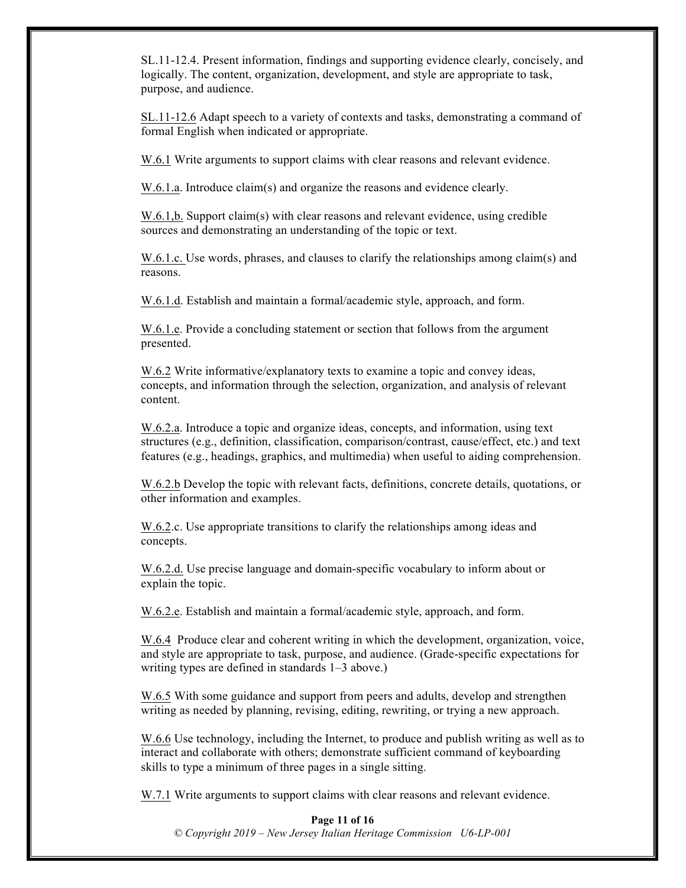SL.11-12.4. Present information, findings and supporting evidence clearly, concisely, and logically. The content, organization, development, and style are appropriate to task, purpose, and audience.

SL.11-12.6 Adapt speech to a variety of contexts and tasks, demonstrating a command of formal English when indicated or appropriate.

W.6.1 Write arguments to support claims with clear reasons and relevant evidence.

W.6.1.a. Introduce claim(s) and organize the reasons and evidence clearly.

W.6.1,b. Support claim(s) with clear reasons and relevant evidence, using credible sources and demonstrating an understanding of the topic or text.

W.6.1.c. Use words, phrases, and clauses to clarify the relationships among claim(s) and reasons.

W.6.1.d. Establish and maintain a formal/academic style, approach, and form.

W.6.1.e. Provide a concluding statement or section that follows from the argument presented.

W.6.2 Write informative/explanatory texts to examine a topic and convey ideas, concepts, and information through the selection, organization, and analysis of relevant content.

W.6.2.a. Introduce a topic and organize ideas, concepts, and information, using text structures (e.g., definition, classification, comparison/contrast, cause/effect, etc.) and text features (e.g., headings, graphics, and multimedia) when useful to aiding comprehension.

W.6.2.b Develop the topic with relevant facts, definitions, concrete details, quotations, or other information and examples.

W.6.2.c. Use appropriate transitions to clarify the relationships among ideas and concepts.

W.6.2.d. Use precise language and domain-specific vocabulary to inform about or explain the topic.

W.6.2.e. Establish and maintain a formal/academic style, approach, and form.

W.6.4 Produce clear and coherent writing in which the development, organization, voice, and style are appropriate to task, purpose, and audience. (Grade-specific expectations for writing types are defined in standards 1–3 above.)

W.6.5 With some guidance and support from peers and adults, develop and strengthen writing as needed by planning, revising, editing, rewriting, or trying a new approach.

W.6.6 Use technology, including the Internet, to produce and publish writing as well as to interact and collaborate with others; demonstrate sufficient command of keyboarding skills to type a minimum of three pages in a single sitting.

W.7.1 Write arguments to support claims with clear reasons and relevant evidence.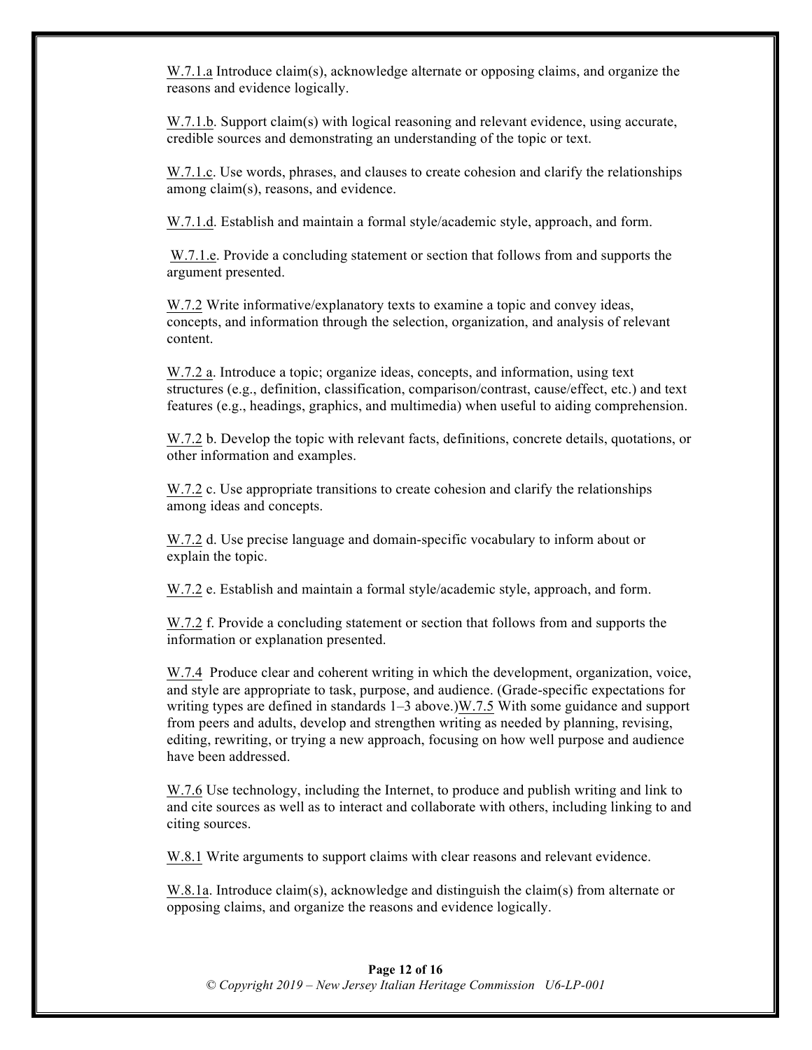W.7.1.a Introduce claim(s), acknowledge alternate or opposing claims, and organize the reasons and evidence logically.

W.7.1.b. Support claim(s) with logical reasoning and relevant evidence, using accurate, credible sources and demonstrating an understanding of the topic or text.

W.7.1.c. Use words, phrases, and clauses to create cohesion and clarify the relationships among claim(s), reasons, and evidence.

W.7.1.d. Establish and maintain a formal style/academic style, approach, and form.

W.7.1.e. Provide a concluding statement or section that follows from and supports the argument presented.

W.7.2 Write informative/explanatory texts to examine a topic and convey ideas, concepts, and information through the selection, organization, and analysis of relevant content.

W.7.2 a. Introduce a topic; organize ideas, concepts, and information, using text structures (e.g., definition, classification, comparison/contrast, cause/effect, etc.) and text features (e.g., headings, graphics, and multimedia) when useful to aiding comprehension.

W.7.2 b. Develop the topic with relevant facts, definitions, concrete details, quotations, or other information and examples.

W.7.2 c. Use appropriate transitions to create cohesion and clarify the relationships among ideas and concepts.

W.7.2 d. Use precise language and domain-specific vocabulary to inform about or explain the topic.

W.7.2 e. Establish and maintain a formal style/academic style, approach, and form.

W.7.2 f. Provide a concluding statement or section that follows from and supports the information or explanation presented.

W.7.4 Produce clear and coherent writing in which the development, organization, voice, and style are appropriate to task, purpose, and audience. (Grade-specific expectations for writing types are defined in standards 1–3 above.)W.7.5 With some guidance and support from peers and adults, develop and strengthen writing as needed by planning, revising, editing, rewriting, or trying a new approach, focusing on how well purpose and audience have been addressed.

W.7.6 Use technology, including the Internet, to produce and publish writing and link to and cite sources as well as to interact and collaborate with others, including linking to and citing sources.

W.8.1 Write arguments to support claims with clear reasons and relevant evidence.

W.8.1a. Introduce claim(s), acknowledge and distinguish the claim(s) from alternate or opposing claims, and organize the reasons and evidence logically.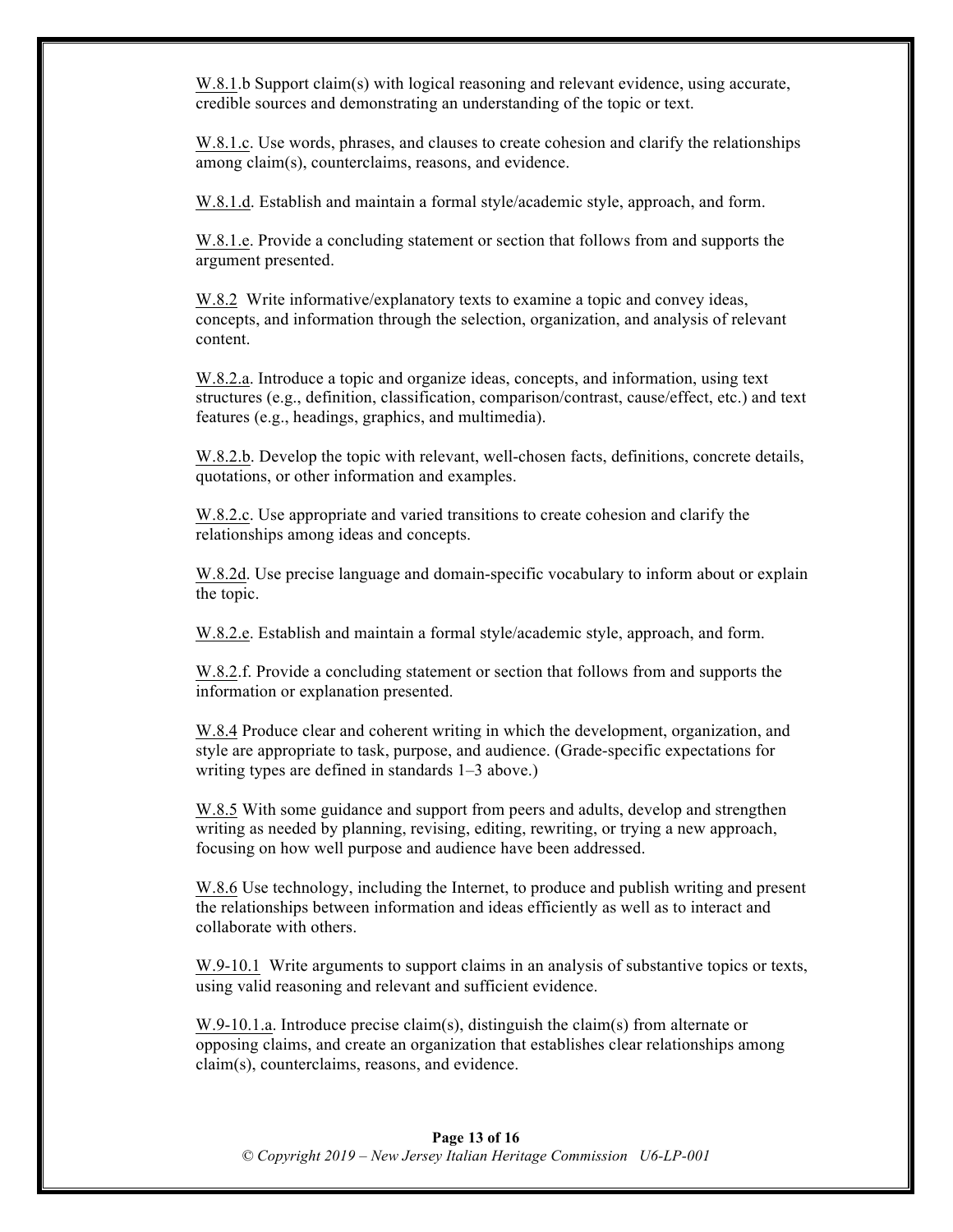W.8.1.b Support claim(s) with logical reasoning and relevant evidence, using accurate, credible sources and demonstrating an understanding of the topic or text.

W.8.1.c. Use words, phrases, and clauses to create cohesion and clarify the relationships among claim(s), counterclaims, reasons, and evidence.

W.8.1.d. Establish and maintain a formal style/academic style, approach, and form.

W.8.1.e. Provide a concluding statement or section that follows from and supports the argument presented.

W.8.2 Write informative/explanatory texts to examine a topic and convey ideas, concepts, and information through the selection, organization, and analysis of relevant content.

W.8.2.a. Introduce a topic and organize ideas, concepts, and information, using text structures (e.g., definition, classification, comparison/contrast, cause/effect, etc.) and text features (e.g., headings, graphics, and multimedia).

W.8.2.b. Develop the topic with relevant, well-chosen facts, definitions, concrete details, quotations, or other information and examples.

W.8.2.c. Use appropriate and varied transitions to create cohesion and clarify the relationships among ideas and concepts.

W.8.2d. Use precise language and domain-specific vocabulary to inform about or explain the topic.

W.8.2.e. Establish and maintain a formal style/academic style, approach, and form.

W.8.2.f. Provide a concluding statement or section that follows from and supports the information or explanation presented.

W.8.4 Produce clear and coherent writing in which the development, organization, and style are appropriate to task, purpose, and audience. (Grade-specific expectations for writing types are defined in standards 1–3 above.)

W.8.5 With some guidance and support from peers and adults, develop and strengthen writing as needed by planning, revising, editing, rewriting, or trying a new approach, focusing on how well purpose and audience have been addressed.

W.8.6 Use technology, including the Internet, to produce and publish writing and present the relationships between information and ideas efficiently as well as to interact and collaborate with others.

W.9-10.1 Write arguments to support claims in an analysis of substantive topics or texts, using valid reasoning and relevant and sufficient evidence.

W.9-10.1.a. Introduce precise claim(s), distinguish the claim(s) from alternate or opposing claims, and create an organization that establishes clear relationships among claim(s), counterclaims, reasons, and evidence.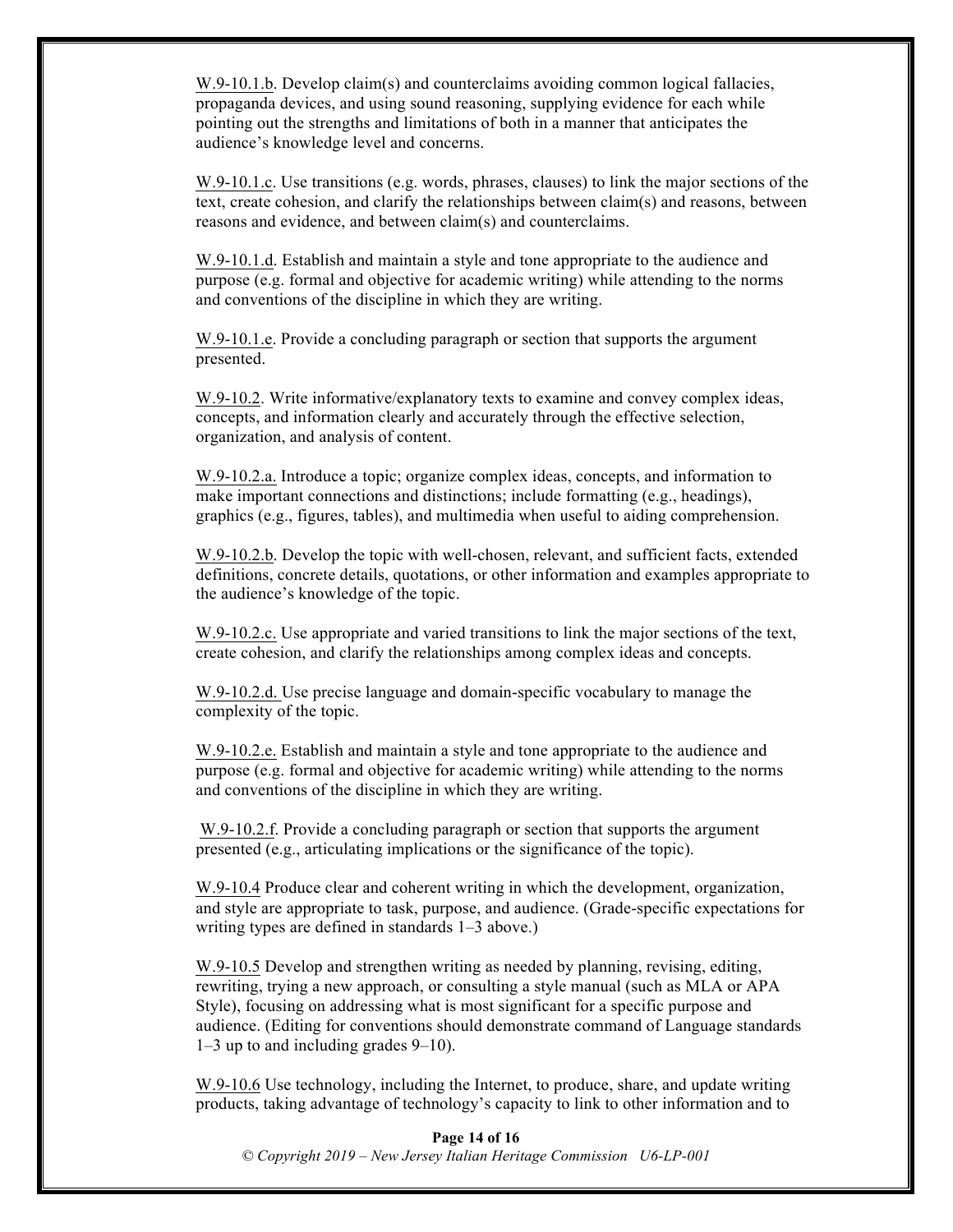W.9-10.1.b. Develop claim(s) and counterclaims avoiding common logical fallacies, propaganda devices, and using sound reasoning, supplying evidence for each while pointing out the strengths and limitations of both in a manner that anticipates the audience's knowledge level and concerns.

W.9-10.1.c. Use transitions (e.g. words, phrases, clauses) to link the major sections of the text, create cohesion, and clarify the relationships between claim(s) and reasons, between reasons and evidence, and between claim(s) and counterclaims.

W.9-10.1.d. Establish and maintain a style and tone appropriate to the audience and purpose (e.g. formal and objective for academic writing) while attending to the norms and conventions of the discipline in which they are writing.

W.9-10.1.e. Provide a concluding paragraph or section that supports the argument presented.

W.9-10.2. Write informative/explanatory texts to examine and convey complex ideas, concepts, and information clearly and accurately through the effective selection, organization, and analysis of content.

W.9-10.2.a. Introduce a topic; organize complex ideas, concepts, and information to make important connections and distinctions; include formatting (e.g., headings), graphics (e.g., figures, tables), and multimedia when useful to aiding comprehension.

W.9-10.2.b. Develop the topic with well-chosen, relevant, and sufficient facts, extended definitions, concrete details, quotations, or other information and examples appropriate to the audience's knowledge of the topic.

W.9-10.2.c. Use appropriate and varied transitions to link the major sections of the text, create cohesion, and clarify the relationships among complex ideas and concepts.

W.9-10.2.d. Use precise language and domain-specific vocabulary to manage the complexity of the topic.

W.9-10.2.e. Establish and maintain a style and tone appropriate to the audience and purpose (e.g. formal and objective for academic writing) while attending to the norms and conventions of the discipline in which they are writing.

W.9-10.2.f. Provide a concluding paragraph or section that supports the argument presented (e.g., articulating implications or the significance of the topic).

W.9-10.4 Produce clear and coherent writing in which the development, organization, and style are appropriate to task, purpose, and audience. (Grade-specific expectations for writing types are defined in standards 1–3 above.)

W.9-10.5 Develop and strengthen writing as needed by planning, revising, editing, rewriting, trying a new approach, or consulting a style manual (such as MLA or APA Style), focusing on addressing what is most significant for a specific purpose and audience. (Editing for conventions should demonstrate command of Language standards 1–3 up to and including grades 9–10).

W.9-10.6 Use technology, including the Internet, to produce, share, and update writing products, taking advantage of technology's capacity to link to other information and to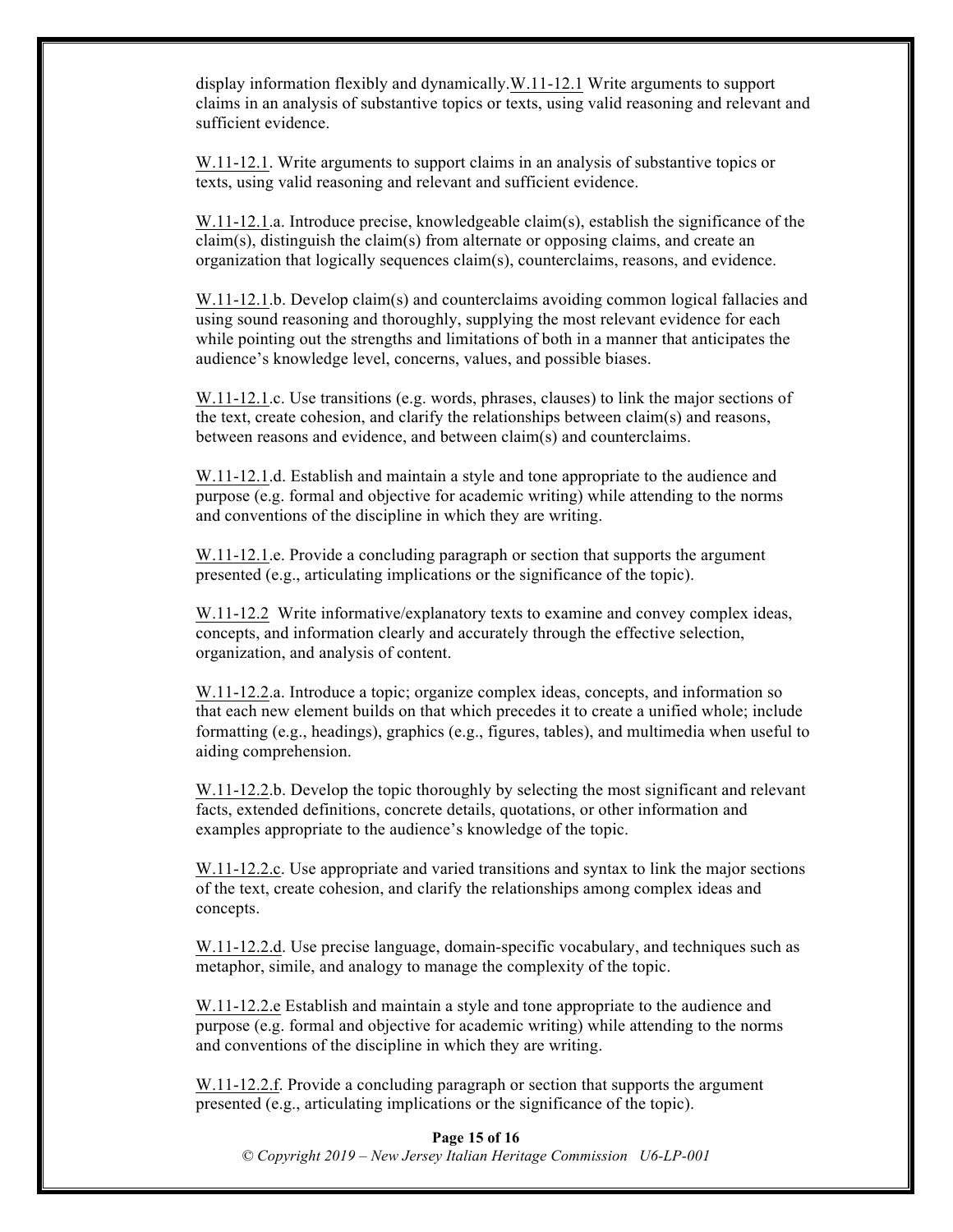display information flexibly and dynamically.W.11-12.1 Write arguments to support claims in an analysis of substantive topics or texts, using valid reasoning and relevant and sufficient evidence.

W.11-12.1. Write arguments to support claims in an analysis of substantive topics or texts, using valid reasoning and relevant and sufficient evidence.

W.11-12.1.a. Introduce precise, knowledgeable claim(s), establish the significance of the claim(s), distinguish the claim(s) from alternate or opposing claims, and create an organization that logically sequences claim(s), counterclaims, reasons, and evidence.

W.11-12.1.b. Develop claim(s) and counterclaims avoiding common logical fallacies and using sound reasoning and thoroughly, supplying the most relevant evidence for each while pointing out the strengths and limitations of both in a manner that anticipates the audience's knowledge level, concerns, values, and possible biases.

W.11-12.1.c. Use transitions (e.g. words, phrases, clauses) to link the major sections of the text, create cohesion, and clarify the relationships between claim(s) and reasons, between reasons and evidence, and between claim(s) and counterclaims.

W.11-12.1.d. Establish and maintain a style and tone appropriate to the audience and purpose (e.g. formal and objective for academic writing) while attending to the norms and conventions of the discipline in which they are writing.

W.11-12.1.e. Provide a concluding paragraph or section that supports the argument presented (e.g., articulating implications or the significance of the topic).

W.11-12.2 Write informative/explanatory texts to examine and convey complex ideas, concepts, and information clearly and accurately through the effective selection, organization, and analysis of content.

W.11-12.2.a. Introduce a topic; organize complex ideas, concepts, and information so that each new element builds on that which precedes it to create a unified whole; include formatting (e.g., headings), graphics (e.g., figures, tables), and multimedia when useful to aiding comprehension.

W.11-12.2.b. Develop the topic thoroughly by selecting the most significant and relevant facts, extended definitions, concrete details, quotations, or other information and examples appropriate to the audience's knowledge of the topic.

W.11-12.2.c. Use appropriate and varied transitions and syntax to link the major sections of the text, create cohesion, and clarify the relationships among complex ideas and concepts.

W.11-12.2.d. Use precise language, domain-specific vocabulary, and techniques such as metaphor, simile, and analogy to manage the complexity of the topic.

W.11-12.2.e Establish and maintain a style and tone appropriate to the audience and purpose (e.g. formal and objective for academic writing) while attending to the norms and conventions of the discipline in which they are writing.

W.11-12.2.f. Provide a concluding paragraph or section that supports the argument presented (e.g., articulating implications or the significance of the topic).

*© Copyright 2019 – New Jersey Italian Heritage Commission U6-LP-001*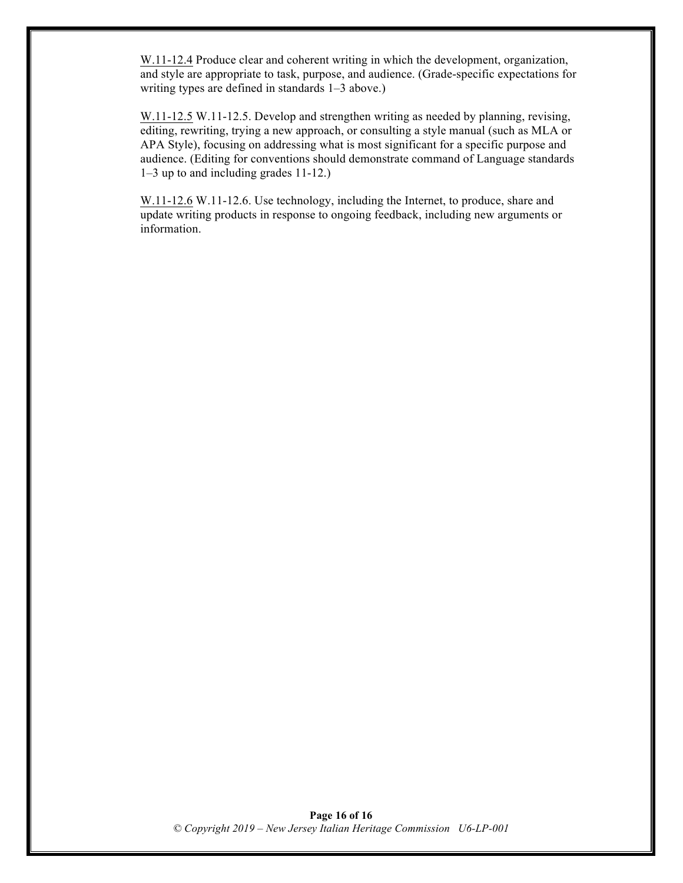W.11-12.4 Produce clear and coherent writing in which the development, organization, and style are appropriate to task, purpose, and audience. (Grade-specific expectations for writing types are defined in standards 1–3 above.)

W.11-12.5 W.11-12.5. Develop and strengthen writing as needed by planning, revising, editing, rewriting, trying a new approach, or consulting a style manual (such as MLA or APA Style), focusing on addressing what is most significant for a specific purpose and audience. (Editing for conventions should demonstrate command of Language standards 1–3 up to and including grades 11-12.)

W.11-12.6 W.11-12.6. Use technology, including the Internet, to produce, share and update writing products in response to ongoing feedback, including new arguments or information.